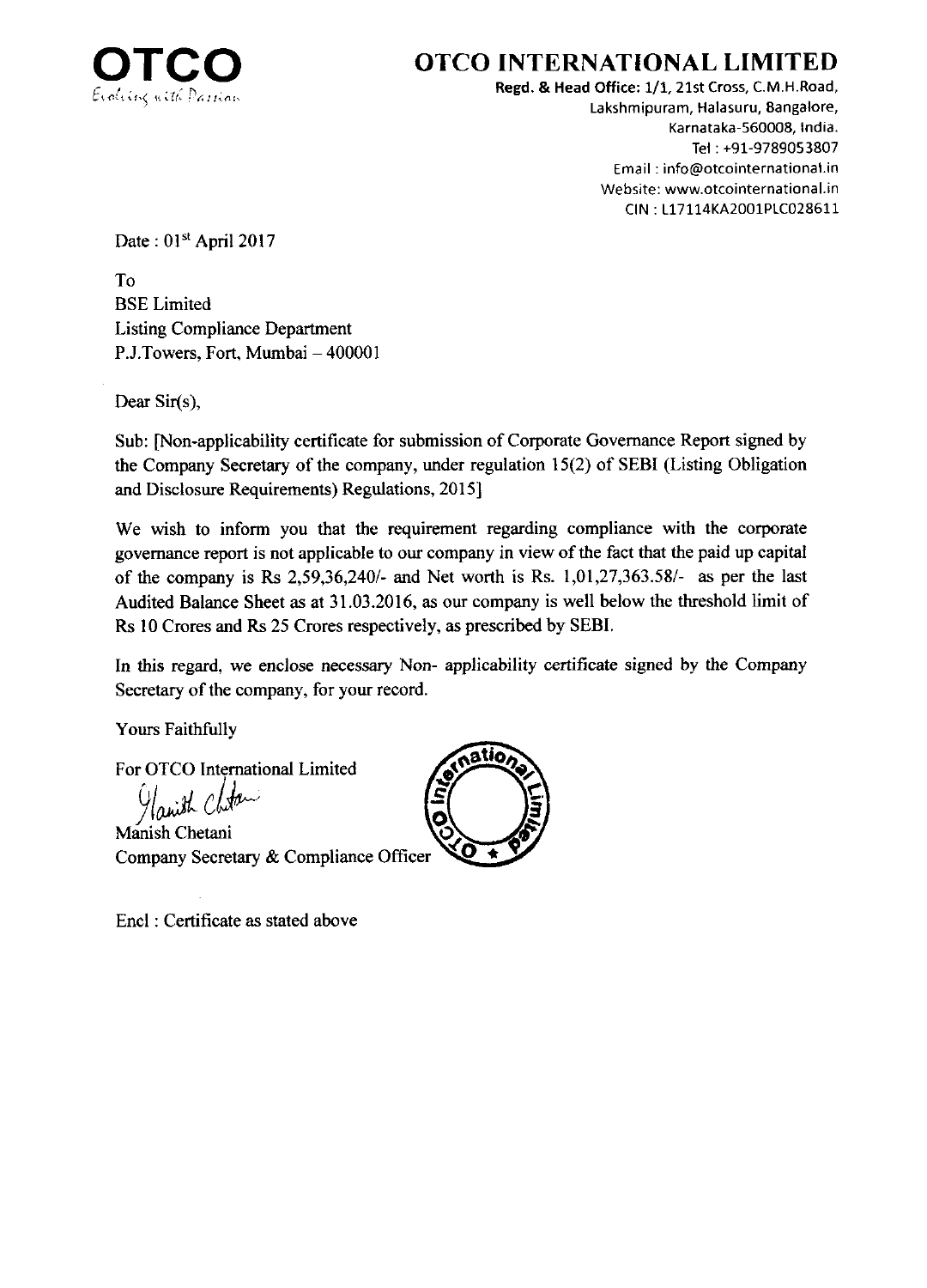# OTCO INTERNATIONAL LIMITED

OTCO
Evolving with Passion

**Regd. & Head Office:** 1/1, 21st Cross, C.M.H.Road, Lakshmipuram, Halasuru, Bangalore, Karnataka-560008, India.
Tel : +91-9789053807
Email : info@otcointernational.in
Website: www.otcointernational.in
CIN : L17114KA2001PLC028611

Date : 01st April 2017

To
BSE Limited
Listing Compliance Department
P.J.Towers, Fort, Mumbai – 400001

Dear Sir(s),

Sub: [Non-applicability certificate for submission of Corporate Governance Report signed by the Company Secretary of the company, under regulation 15(2) of SEBI (Listing Obligation and Disclosure Requirements) Regulations, 2015]

We wish to inform you that the requirement regarding compliance with the corporate governance report is not applicable to our company in view of the fact that the paid up capital of the company is Rs 2,59,36,240/- and Net worth is Rs. 1,01,27,363.58/- as per the last Audited Balance Sheet as at 31.03.2016, as our company is well below the threshold limit of Rs 10 Crores and Rs 25 Crores respectively, as prescribed by SEBI.

In this regard, we enclose necessary Non- applicability certificate signed by the Company Secretary of the company, for your record.

Yours Faithfully

For OTCO International Limited

Manish Chetani
Company Secretary & Compliance Officer

Encl : Certificate as stated above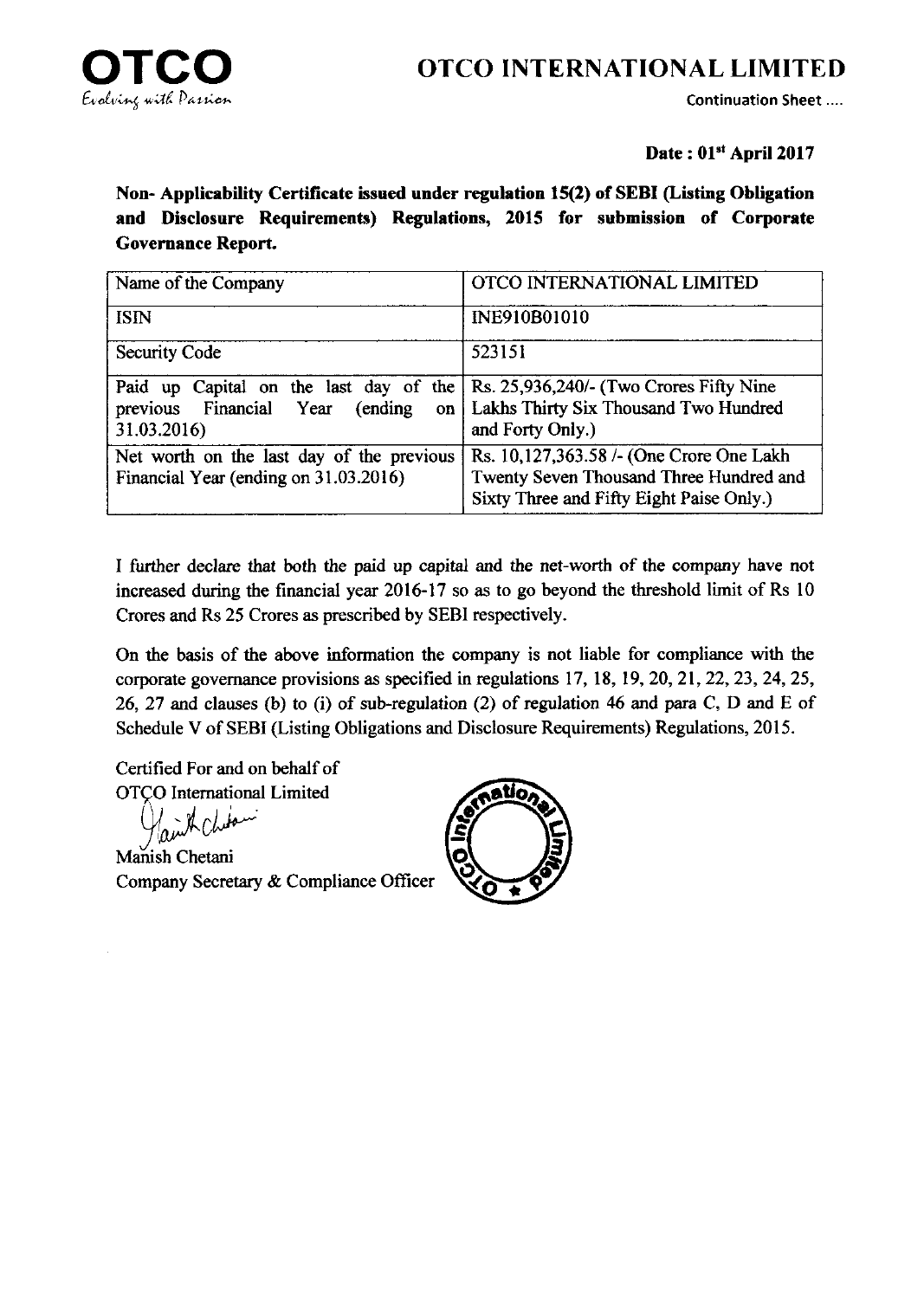**OTCO INTERNATIONAL LIMITED**

Continuation Sheet ....

**Date : 01st April 2017**

**Non- Applicability Certificate issued under regulation 15(2) of SEBI (Listing Obligation and Disclosure Requirements) Regulations, 2015 for submission of Corporate Governance Report.**

| | |
|---|---|
| Name of the Company | OTCO INTERNATIONAL LIMITED |
| ISIN | INE910B01010 |
| Security Code | 523151 |
| Paid up Capital on the last day of the previous Financial Year (ending on 31.03.2016) | Rs. 25,936,240/- (Two Crores Fifty Nine Lakhs Thirty Six Thousand Two Hundred and Forty Only.) |
| Net worth on the last day of the previous Financial Year (ending on 31.03.2016) | Rs. 10,127,363.58 /- (One Crore One Lakh Twenty Seven Thousand Three Hundred and Sixty Three and Fifty Eight Paise Only.) |

I further declare that both the paid up capital and the net-worth of the company have not increased during the financial year 2016-17 so as to go beyond the threshold limit of Rs 10 Crores and Rs 25 Crores as prescribed by SEBI respectively.

On the basis of the above information the company is not liable for compliance with the corporate governance provisions as specified in regulations 17, 18, 19, 20, 21, 22, 23, 24, 25, 26, 27 and clauses (b) to (i) of sub-regulation (2) of regulation 46 and para C, D and E of Schedule V of SEBI (Listing Obligations and Disclosure Requirements) Regulations, 2015.

Certified For and on behalf of
OTCO International Limited

Manish Chetani
Company Secretary & Compliance Officer